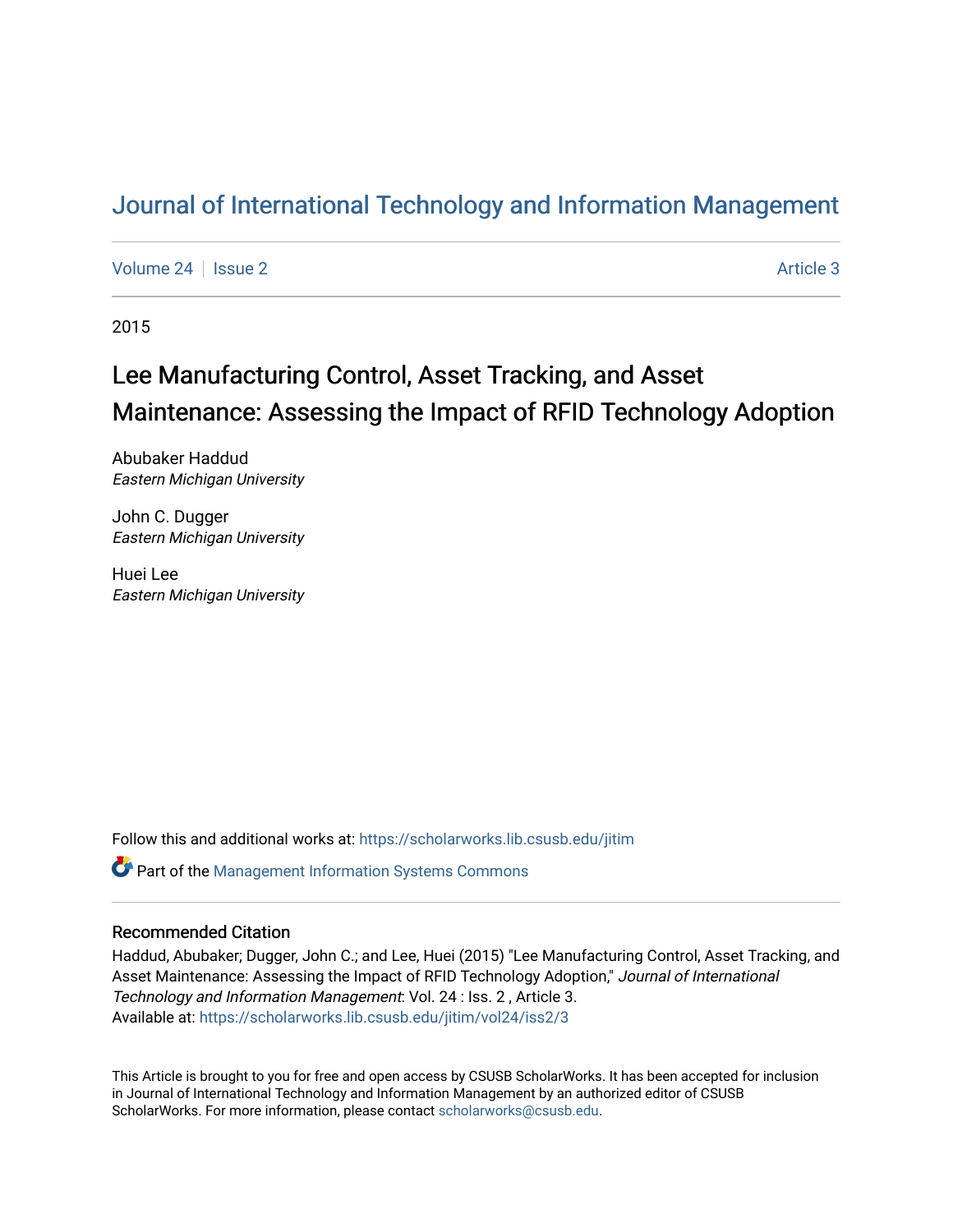# Journal of International Technology and Information Management

Volume 24 | Issue 2 | Article 3

2015

## Lee Manufacturing Control, Asset Tracking, and Asset Maintenance: Assessing the Impact of RFID Technology Adoption

Abubaker Haddud
*Eastern Michigan University*

John C. Dugger
*Eastern Michigan University*

Huei Lee
*Eastern Michigan University*

Follow this and additional works at: https://scholarworks.lib.csusb.edu/jitim

Part of the Management Information Systems Commons

### Recommended Citation

Haddud, Abubaker; Dugger, John C.; and Lee, Huei (2015) "Lee Manufacturing Control, Asset Tracking, and Asset Maintenance: Assessing the Impact of RFID Technology Adoption," *Journal of International Technology and Information Management*: Vol. 24 : Iss. 2 , Article 3.
Available at: https://scholarworks.lib.csusb.edu/jitim/vol24/iss2/3

This Article is brought to you for free and open access by CSUSB ScholarWorks. It has been accepted for inclusion in Journal of International Technology and Information Management by an authorized editor of CSUSB ScholarWorks. For more information, please contact scholarworks@csusb.edu.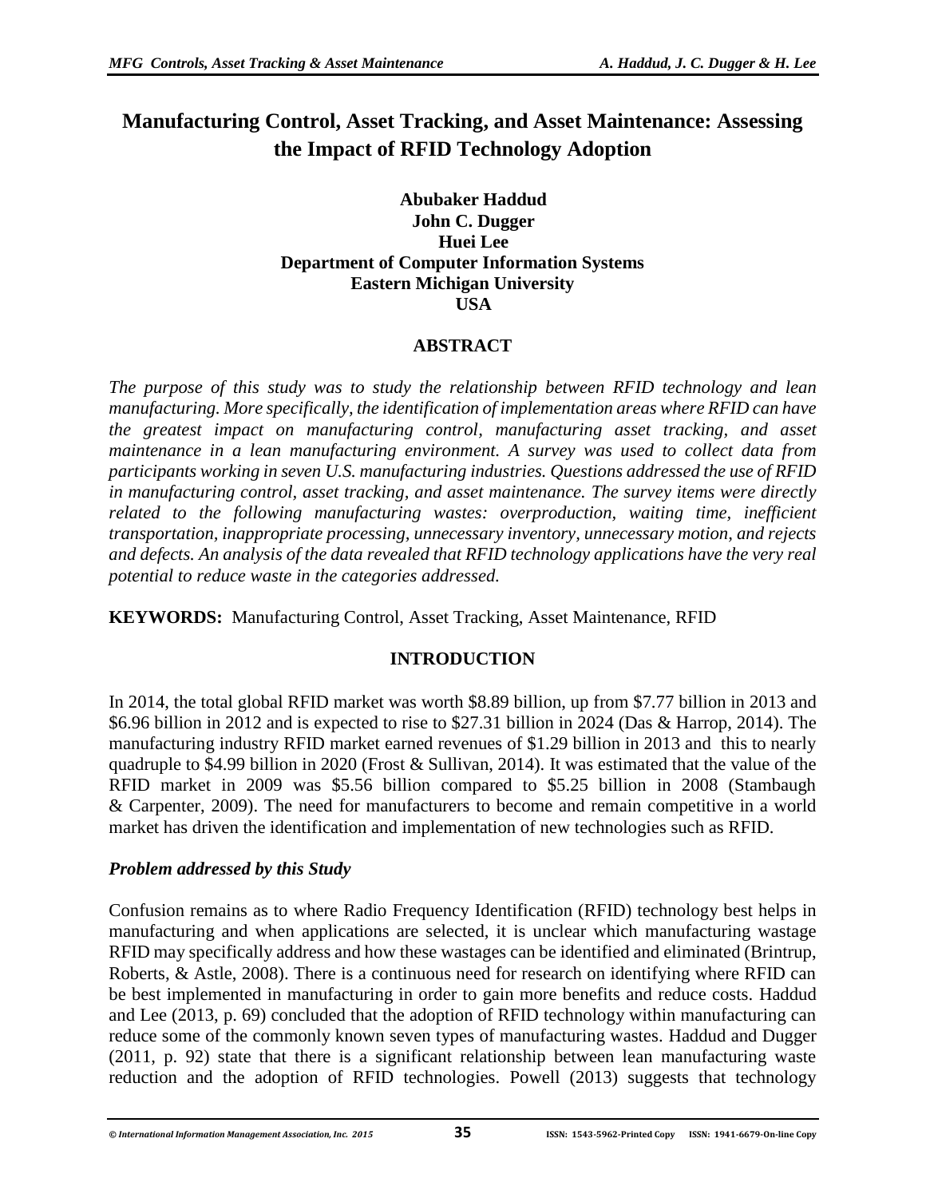# Manufacturing Control, Asset Tracking, and Asset Maintenance: Assessing the Impact of RFID Technology Adoption

**Abubaker Haddud**
**John C. Dugger**
**Huei Lee**
**Department of Computer Information Systems**
**Eastern Michigan University**
**USA**

## ABSTRACT

*The purpose of this study was to study the relationship between RFID technology and lean manufacturing. More specifically, the identification of implementation areas where RFID can have the greatest impact on manufacturing control, manufacturing asset tracking, and asset maintenance in a lean manufacturing environment. A survey was used to collect data from participants working in seven U.S. manufacturing industries. Questions addressed the use of RFID in manufacturing control, asset tracking, and asset maintenance. The survey items were directly related to the following manufacturing wastes: overproduction, waiting time, inefficient transportation, inappropriate processing, unnecessary inventory, unnecessary motion, and rejects and defects. An analysis of the data revealed that RFID technology applications have the very real potential to reduce waste in the categories addressed.*

**KEYWORDS:** Manufacturing Control, Asset Tracking, Asset Maintenance, RFID

## INTRODUCTION

In 2014, the total global RFID market was worth $8.89 billion, up from $7.77 billion in 2013 and $6.96 billion in 2012 and is expected to rise to $27.31 billion in 2024 (Das & Harrop, 2014). The manufacturing industry RFID market earned revenues of $1.29 billion in 2013 and this to nearly quadruple to $4.99 billion in 2020 (Frost & Sullivan, 2014). It was estimated that the value of the RFID market in 2009 was $5.56 billion compared to $5.25 billion in 2008 (Stambaugh & Carpenter, 2009). The need for manufacturers to become and remain competitive in a world market has driven the identification and implementation of new technologies such as RFID.

### *Problem addressed by this Study*

Confusion remains as to where Radio Frequency Identification (RFID) technology best helps in manufacturing and when applications are selected, it is unclear which manufacturing wastage RFID may specifically address and how these wastages can be identified and eliminated (Brintrup, Roberts, & Astle, 2008). There is a continuous need for research on identifying where RFID can be best implemented in manufacturing in order to gain more benefits and reduce costs. Haddud and Lee (2013, p. 69) concluded that the adoption of RFID technology within manufacturing can reduce some of the commonly known seven types of manufacturing wastes. Haddud and Dugger (2011, p. 92) state that there is a significant relationship between lean manufacturing waste reduction and the adoption of RFID technologies. Powell (2013) suggests that technology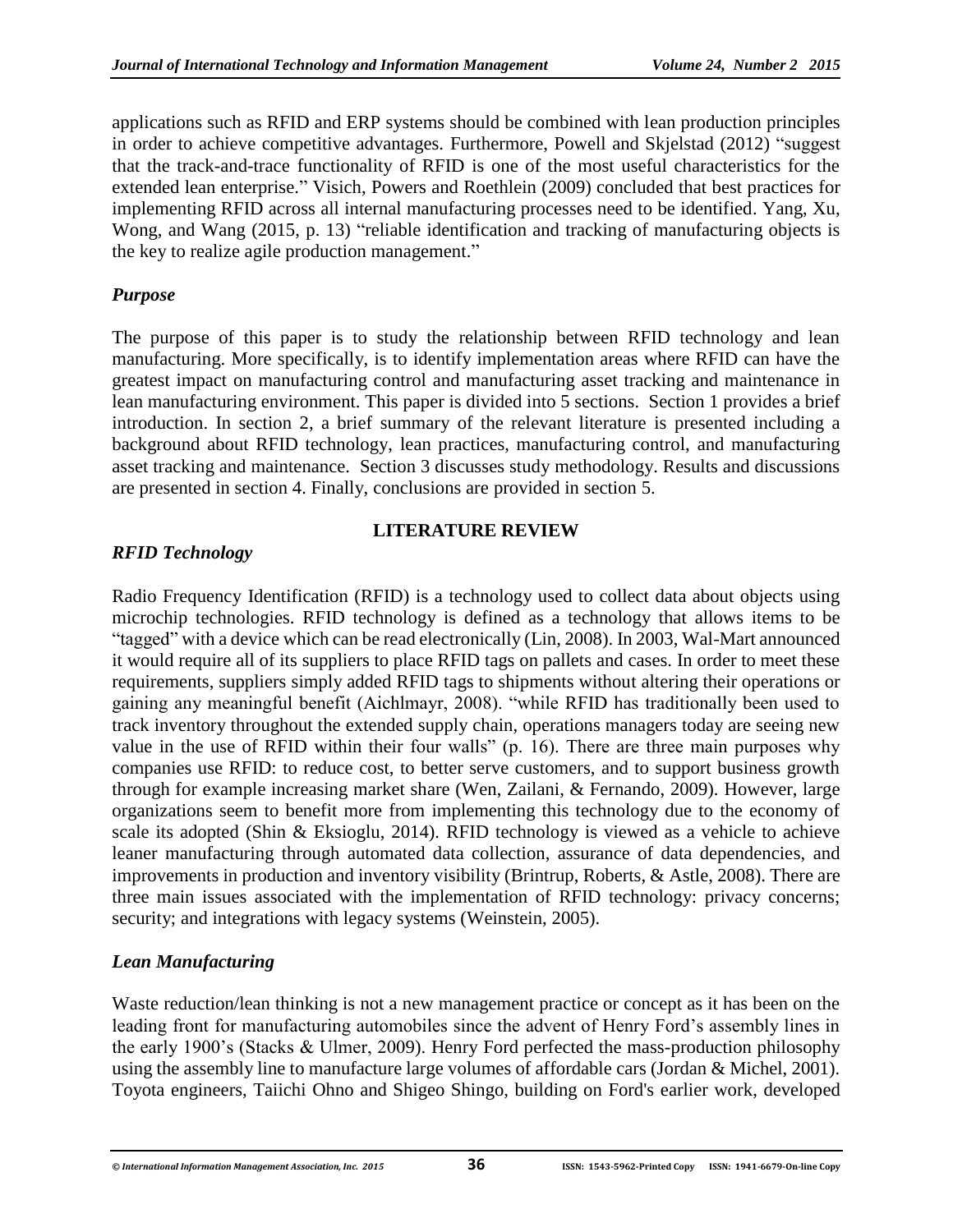applications such as RFID and ERP systems should be combined with lean production principles in order to achieve competitive advantages. Furthermore, Powell and Skjelstad (2012) "suggest that the track-and-trace functionality of RFID is one of the most useful characteristics for the extended lean enterprise." Visich, Powers and Roethlein (2009) concluded that best practices for implementing RFID across all internal manufacturing processes need to be identified. Yang, Xu, Wong, and Wang (2015, p. 13) "reliable identification and tracking of manufacturing objects is the key to realize agile production management."

### *Purpose*

The purpose of this paper is to study the relationship between RFID technology and lean manufacturing. More specifically, is to identify implementation areas where RFID can have the greatest impact on manufacturing control and manufacturing asset tracking and maintenance in lean manufacturing environment. This paper is divided into 5 sections. Section 1 provides a brief introduction. In section 2, a brief summary of the relevant literature is presented including a background about RFID technology, lean practices, manufacturing control, and manufacturing asset tracking and maintenance. Section 3 discusses study methodology. Results and discussions are presented in section 4. Finally, conclusions are provided in section 5.

## LITERATURE REVIEW

### *RFID Technology*

Radio Frequency Identification (RFID) is a technology used to collect data about objects using microchip technologies. RFID technology is defined as a technology that allows items to be "tagged" with a device which can be read electronically (Lin, 2008). In 2003, Wal-Mart announced it would require all of its suppliers to place RFID tags on pallets and cases. In order to meet these requirements, suppliers simply added RFID tags to shipments without altering their operations or gaining any meaningful benefit (Aichlmayr, 2008). "while RFID has traditionally been used to track inventory throughout the extended supply chain, operations managers today are seeing new value in the use of RFID within their four walls" (p. 16). There are three main purposes why companies use RFID: to reduce cost, to better serve customers, and to support business growth through for example increasing market share (Wen, Zailani, & Fernando, 2009). However, large organizations seem to benefit more from implementing this technology due to the economy of scale its adopted (Shin & Eksioglu, 2014). RFID technology is viewed as a vehicle to achieve leaner manufacturing through automated data collection, assurance of data dependencies, and improvements in production and inventory visibility (Brintrup, Roberts, & Astle, 2008). There are three main issues associated with the implementation of RFID technology: privacy concerns; security; and integrations with legacy systems (Weinstein, 2005).

### *Lean Manufacturing*

Waste reduction/lean thinking is not a new management practice or concept as it has been on the leading front for manufacturing automobiles since the advent of Henry Ford's assembly lines in the early 1900's (Stacks & Ulmer, 2009). Henry Ford perfected the mass-production philosophy using the assembly line to manufacture large volumes of affordable cars (Jordan & Michel, 2001). Toyota engineers, Taiichi Ohno and Shigeo Shingo, building on Ford's earlier work, developed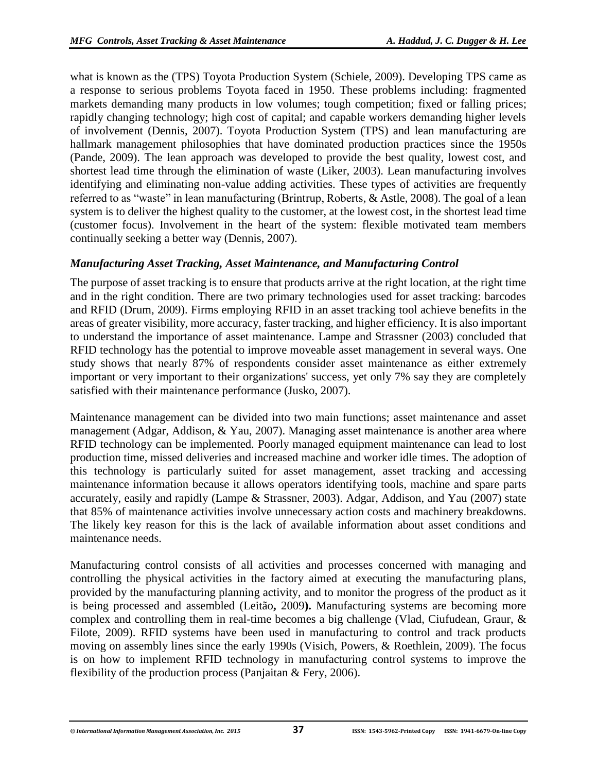what is known as the (TPS) Toyota Production System (Schiele, 2009). Developing TPS came as a response to serious problems Toyota faced in 1950. These problems including: fragmented markets demanding many products in low volumes; tough competition; fixed or falling prices; rapidly changing technology; high cost of capital; and capable workers demanding higher levels of involvement (Dennis, 2007). Toyota Production System (TPS) and lean manufacturing are hallmark management philosophies that have dominated production practices since the 1950s (Pande, 2009). The lean approach was developed to provide the best quality, lowest cost, and shortest lead time through the elimination of waste (Liker, 2003). Lean manufacturing involves identifying and eliminating non-value adding activities. These types of activities are frequently referred to as "waste" in lean manufacturing (Brintrup, Roberts, & Astle, 2008). The goal of a lean system is to deliver the highest quality to the customer, at the lowest cost, in the shortest lead time (customer focus). Involvement in the heart of the system: flexible motivated team members continually seeking a better way (Dennis, 2007).

### *Manufacturing Asset Tracking, Asset Maintenance, and Manufacturing Control*

The purpose of asset tracking is to ensure that products arrive at the right location, at the right time and in the right condition. There are two primary technologies used for asset tracking: barcodes and RFID (Drum, 2009). Firms employing RFID in an asset tracking tool achieve benefits in the areas of greater visibility, more accuracy, faster tracking, and higher efficiency. It is also important to understand the importance of asset maintenance. Lampe and Strassner (2003) concluded that RFID technology has the potential to improve moveable asset management in several ways. One study shows that nearly 87% of respondents consider asset maintenance as either extremely important or very important to their organizations' success, yet only 7% say they are completely satisfied with their maintenance performance (Jusko, 2007).

Maintenance management can be divided into two main functions; asset maintenance and asset management (Adgar, Addison, & Yau, 2007). Managing asset maintenance is another area where RFID technology can be implemented. Poorly managed equipment maintenance can lead to lost production time, missed deliveries and increased machine and worker idle times. The adoption of this technology is particularly suited for asset management, asset tracking and accessing maintenance information because it allows operators identifying tools, machine and spare parts accurately, easily and rapidly (Lampe & Strassner, 2003). Adgar, Addison, and Yau (2007) state that 85% of maintenance activities involve unnecessary action costs and machinery breakdowns. The likely key reason for this is the lack of available information about asset conditions and maintenance needs.

Manufacturing control consists of all activities and processes concerned with managing and controlling the physical activities in the factory aimed at executing the manufacturing plans, provided by the manufacturing planning activity, and to monitor the progress of the product as it is being processed and assembled (Leitão**,** 2009**).** Manufacturing systems are becoming more complex and controlling them in real-time becomes a big challenge (Vlad, Ciufudean, Graur, & Filote, 2009). RFID systems have been used in manufacturing to control and track products moving on assembly lines since the early 1990s (Visich, Powers, & Roethlein, 2009). The focus is on how to implement RFID technology in manufacturing control systems to improve the flexibility of the production process (Panjaitan & Fery, 2006).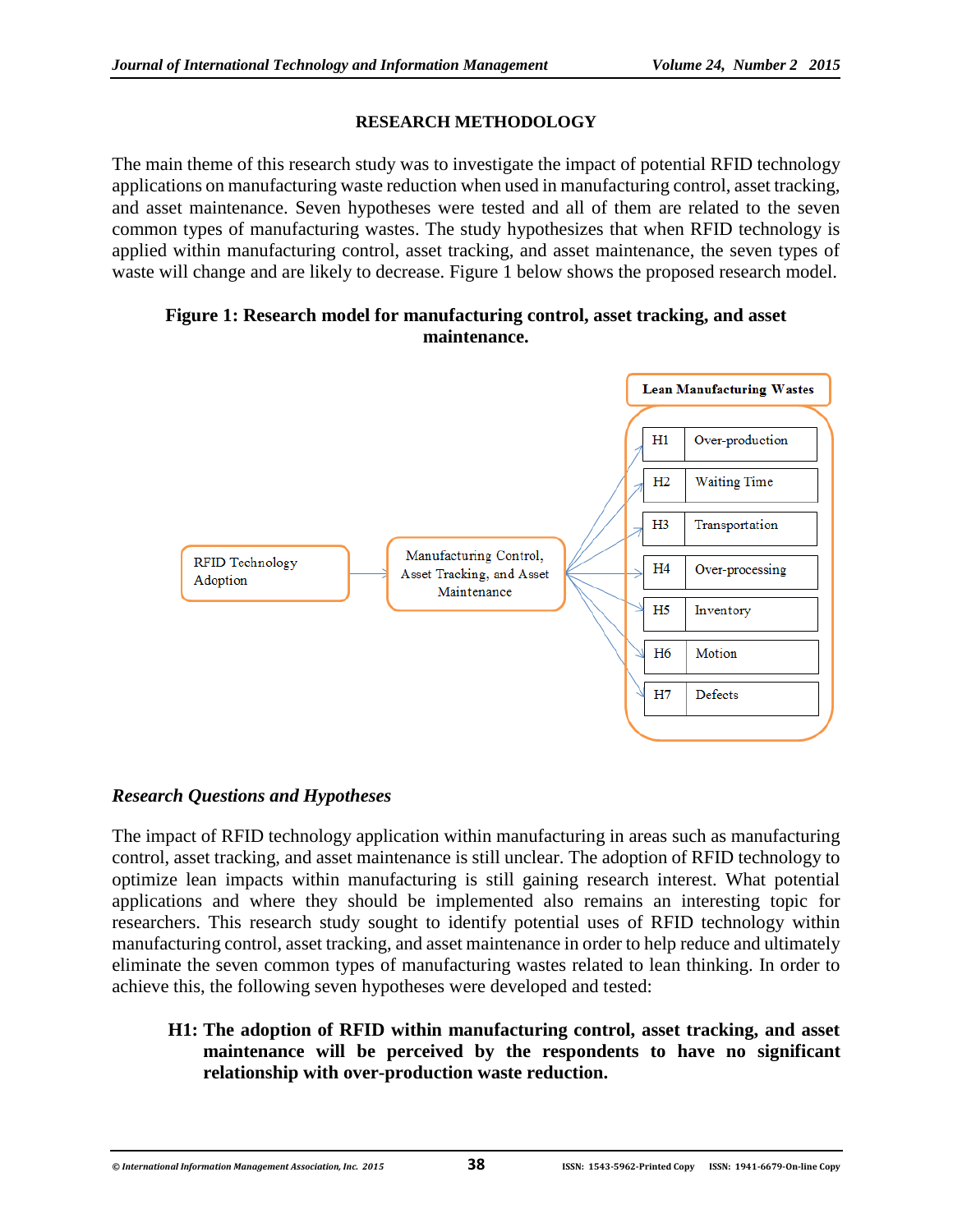## RESEARCH METHODOLOGY

The main theme of this research study was to investigate the impact of potential RFID technology applications on manufacturing waste reduction when used in manufacturing control, asset tracking, and asset maintenance. Seven hypotheses were tested and all of them are related to the seven common types of manufacturing wastes. The study hypothesizes that when RFID technology is applied within manufacturing control, asset tracking, and asset maintenance, the seven types of waste will change and are likely to decrease. Figure 1 below shows the proposed research model.

**Figure 1: Research model for manufacturing control, asset tracking, and asset maintenance.**

RFID Technology Adoption → Manufacturing Control, Asset Tracking, and Asset Maintenance → Lean Manufacturing Wastes

| | |
|---|---|
| H1 | Over-production |
| H2 | Waiting Time |
| H3 | Transportation |
| H4 | Over-processing |
| H5 | Inventory |
| H6 | Motion |
| H7 | Defects |

### *Research Questions and Hypotheses*

The impact of RFID technology application within manufacturing in areas such as manufacturing control, asset tracking, and asset maintenance is still unclear. The adoption of RFID technology to optimize lean impacts within manufacturing is still gaining research interest. What potential applications and where they should be implemented also remains an interesting topic for researchers. This research study sought to identify potential uses of RFID technology within manufacturing control, asset tracking, and asset maintenance in order to help reduce and ultimately eliminate the seven common types of manufacturing wastes related to lean thinking. In order to achieve this, the following seven hypotheses were developed and tested:

**H1: The adoption of RFID within manufacturing control, asset tracking, and asset maintenance will be perceived by the respondents to have no significant relationship with over-production waste reduction.**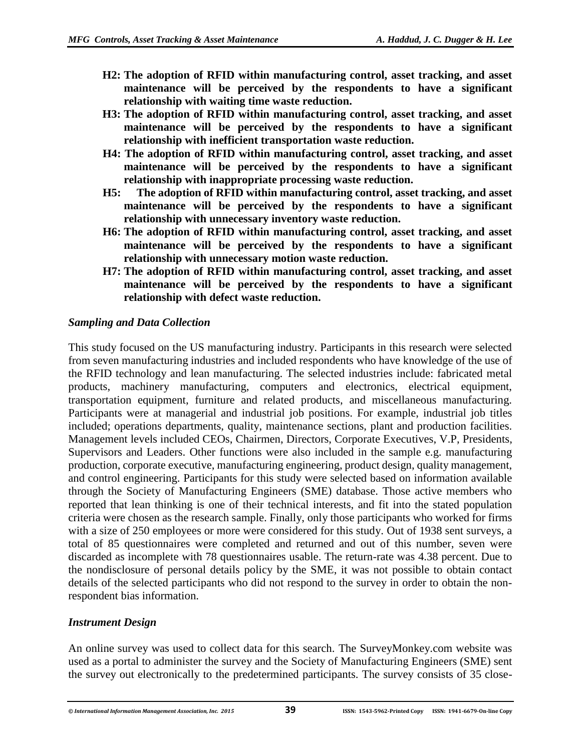**H2: The adoption of RFID within manufacturing control, asset tracking, and asset maintenance will be perceived by the respondents to have a significant relationship with waiting time waste reduction.**

**H3: The adoption of RFID within manufacturing control, asset tracking, and asset maintenance will be perceived by the respondents to have a significant relationship with inefficient transportation waste reduction.**

**H4: The adoption of RFID within manufacturing control, asset tracking, and asset maintenance will be perceived by the respondents to have a significant relationship with inappropriate processing waste reduction.**

**H5: The adoption of RFID within manufacturing control, asset tracking, and asset maintenance will be perceived by the respondents to have a significant relationship with unnecessary inventory waste reduction.**

**H6: The adoption of RFID within manufacturing control, asset tracking, and asset maintenance will be perceived by the respondents to have a significant relationship with unnecessary motion waste reduction.**

**H7: The adoption of RFID within manufacturing control, asset tracking, and asset maintenance will be perceived by the respondents to have a significant relationship with defect waste reduction.**

### *Sampling and Data Collection*

This study focused on the US manufacturing industry. Participants in this research were selected from seven manufacturing industries and included respondents who have knowledge of the use of the RFID technology and lean manufacturing. The selected industries include: fabricated metal products, machinery manufacturing, computers and electronics, electrical equipment, transportation equipment, furniture and related products, and miscellaneous manufacturing. Participants were at managerial and industrial job positions. For example, industrial job titles included; operations departments, quality, maintenance sections, plant and production facilities. Management levels included CEOs, Chairmen, Directors, Corporate Executives, V.P, Presidents, Supervisors and Leaders. Other functions were also included in the sample e.g. manufacturing production, corporate executive, manufacturing engineering, product design, quality management, and control engineering. Participants for this study were selected based on information available through the Society of Manufacturing Engineers (SME) database. Those active members who reported that lean thinking is one of their technical interests, and fit into the stated population criteria were chosen as the research sample. Finally, only those participants who worked for firms with a size of 250 employees or more were considered for this study. Out of 1938 sent surveys, a total of 85 questionnaires were completed and returned and out of this number, seven were discarded as incomplete with 78 questionnaires usable. The return-rate was 4.38 percent. Due to the nondisclosure of personal details policy by the SME, it was not possible to obtain contact details of the selected participants who did not respond to the survey in order to obtain the non-respondent bias information.

### *Instrument Design*

An online survey was used to collect data for this search. The SurveyMonkey.com website was used as a portal to administer the survey and the Society of Manufacturing Engineers (SME) sent the survey out electronically to the predetermined participants. The survey consists of 35 close-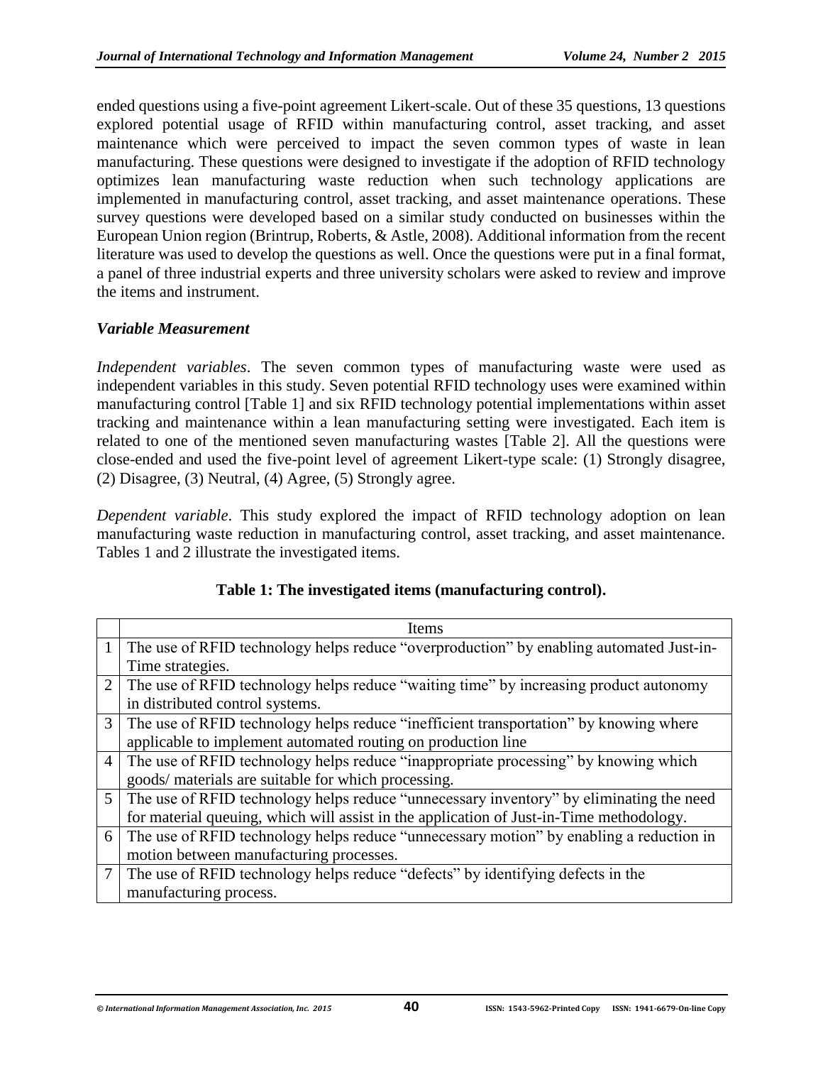ended questions using a five-point agreement Likert-scale. Out of these 35 questions, 13 questions explored potential usage of RFID within manufacturing control, asset tracking, and asset maintenance which were perceived to impact the seven common types of waste in lean manufacturing. These questions were designed to investigate if the adoption of RFID technology optimizes lean manufacturing waste reduction when such technology applications are implemented in manufacturing control, asset tracking, and asset maintenance operations. These survey questions were developed based on a similar study conducted on businesses within the European Union region (Brintrup, Roberts, & Astle, 2008). Additional information from the recent literature was used to develop the questions as well. Once the questions were put in a final format, a panel of three industrial experts and three university scholars were asked to review and improve the items and instrument.

### *Variable Measurement*

*Independent variables*. The seven common types of manufacturing waste were used as independent variables in this study. Seven potential RFID technology uses were examined within manufacturing control [Table 1] and six RFID technology potential implementations within asset tracking and maintenance within a lean manufacturing setting were investigated. Each item is related to one of the mentioned seven manufacturing wastes [Table 2]. All the questions were close-ended and used the five-point level of agreement Likert-type scale: (1) Strongly disagree, (2) Disagree, (3) Neutral, (4) Agree, (5) Strongly agree.

*Dependent variable*. This study explored the impact of RFID technology adoption on lean manufacturing waste reduction in manufacturing control, asset tracking, and asset maintenance. Tables 1 and 2 illustrate the investigated items.

**Table 1: The investigated items (manufacturing control).**

| | Items |
|---|---|
| 1 | The use of RFID technology helps reduce "overproduction" by enabling automated Just-in-Time strategies. |
| 2 | The use of RFID technology helps reduce "waiting time" by increasing product autonomy in distributed control systems. |
| 3 | The use of RFID technology helps reduce "inefficient transportation" by knowing where applicable to implement automated routing on production line |
| 4 | The use of RFID technology helps reduce "inappropriate processing" by knowing which goods/ materials are suitable for which processing. |
| 5 | The use of RFID technology helps reduce "unnecessary inventory" by eliminating the need for material queuing, which will assist in the application of Just-in-Time methodology. |
| 6 | The use of RFID technology helps reduce "unnecessary motion" by enabling a reduction in motion between manufacturing processes. |
| 7 | The use of RFID technology helps reduce "defects" by identifying defects in the manufacturing process. |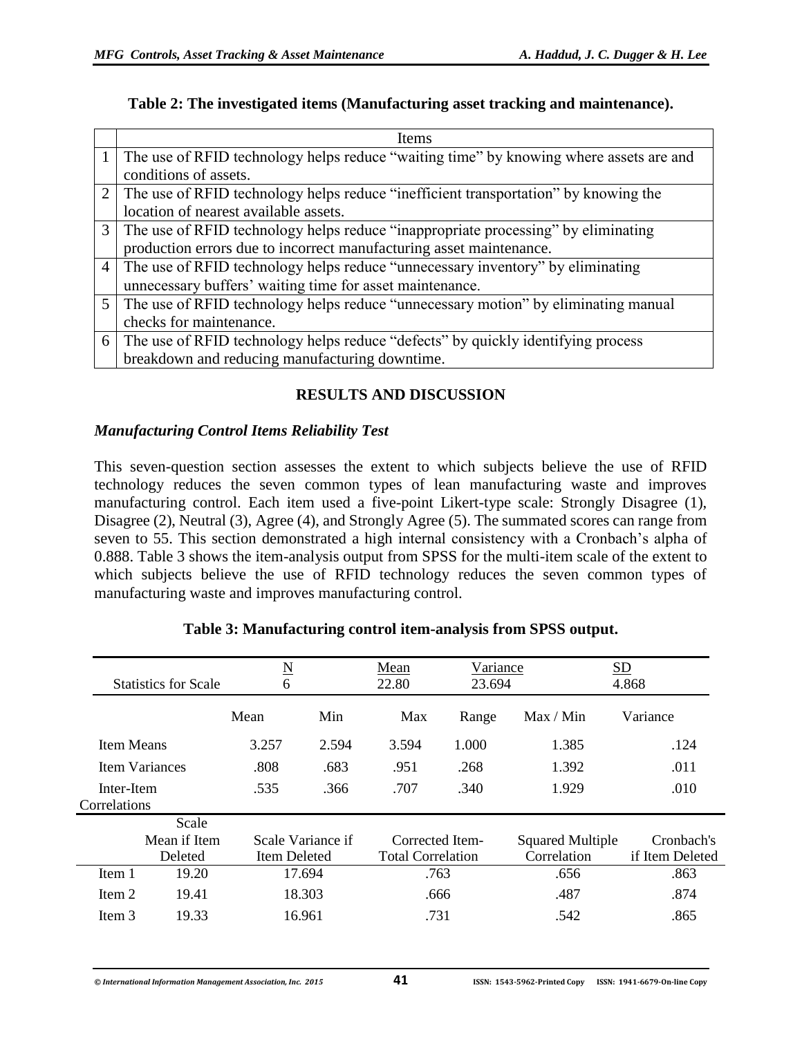**Table 2: The investigated items (Manufacturing asset tracking and maintenance).**

| | Items |
|---|---|
| 1 | The use of RFID technology helps reduce "waiting time" by knowing where assets are and conditions of assets. |
| 2 | The use of RFID technology helps reduce "inefficient transportation" by knowing the location of nearest available assets. |
| 3 | The use of RFID technology helps reduce "inappropriate processing" by eliminating production errors due to incorrect manufacturing asset maintenance. |
| 4 | The use of RFID technology helps reduce "unnecessary inventory" by eliminating unnecessary buffers' waiting time for asset maintenance. |
| 5 | The use of RFID technology helps reduce "unnecessary motion" by eliminating manual checks for maintenance. |
| 6 | The use of RFID technology helps reduce "defects" by quickly identifying process breakdown and reducing manufacturing downtime. |

## RESULTS AND DISCUSSION

### *Manufacturing Control Items Reliability Test*

This seven-question section assesses the extent to which subjects believe the use of RFID technology reduces the seven common types of lean manufacturing waste and improves manufacturing control. Each item used a five-point Likert-type scale: Strongly Disagree (1), Disagree (2), Neutral (3), Agree (4), and Strongly Agree (5). The summated scores can range from seven to 55. This section demonstrated a high internal consistency with a Cronbach's alpha of 0.888. Table 3 shows the item-analysis output from SPSS for the multi-item scale of the extent to which subjects believe the use of RFID technology reduces the seven common types of manufacturing waste and improves manufacturing control.

**Table 3: Manufacturing control item-analysis from SPSS output.**

| Statistics for Scale | N | Mean | Variance | SD |
|---|---|---|---|---|
| | 6 | 22.80 | 23.694 | 4.868 |

| | Mean | Min | Max | Range | Max / Min | Variance |
|---|---|---|---|---|---|---|
| Item Means | 3.257 | 2.594 | 3.594 | 1.000 | 1.385 | .124 |
| Item Variances | .808 | .683 | .951 | .268 | 1.392 | .011 |
| Inter-Item Correlations | .535 | .366 | .707 | .340 | 1.929 | .010 |

| | Scale Mean if Item Deleted | Scale Variance if Item Deleted | Corrected Item-Total Correlation | Squared Multiple Correlation | Cronbach's if Item Deleted |
|---|---|---|---|---|---|
| Item 1 | 19.20 | 17.694 | .763 | .656 | .863 |
| Item 2 | 19.41 | 18.303 | .666 | .487 | .874 |
| Item 3 | 19.33 | 16.961 | .731 | .542 | .865 |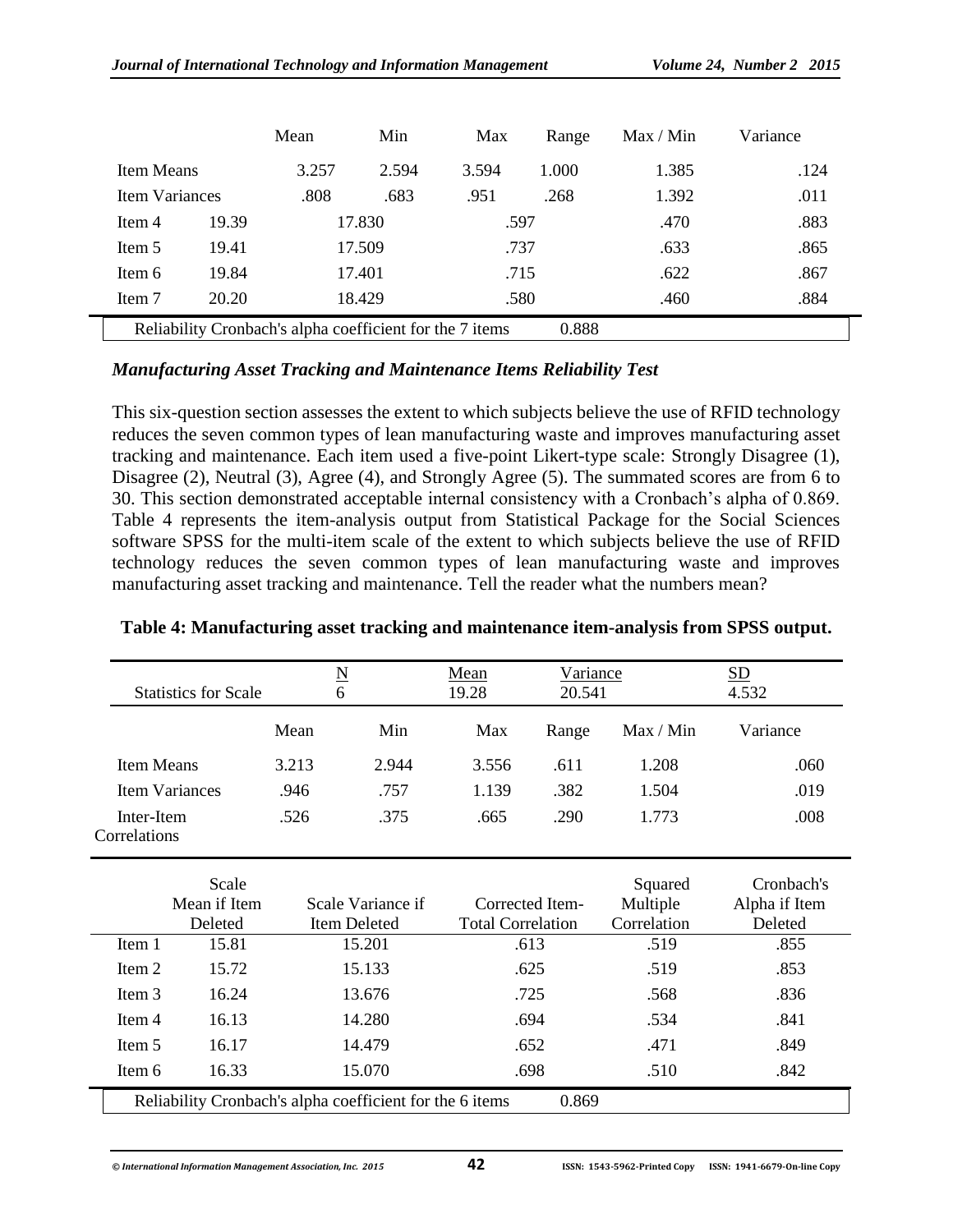| | Mean | Min | Max | Range | Max / Min | Variance |
|---|---|---|---|---|---|---|
| Item Means | 3.257 | 2.594 | 3.594 | 1.000 | 1.385 | .124 |
| Item Variances | .808 | .683 | .951 | .268 | 1.392 | .011 |

| | | | | | |
|---|---|---|---|---|---|
| Item 4 | 19.39 | 17.830 | .597 | .470 | .883 |
| Item 5 | 19.41 | 17.509 | .737 | .633 | .865 |
| Item 6 | 19.84 | 17.401 | .715 | .622 | .867 |
| Item 7 | 20.20 | 18.429 | .580 | .460 | .884 |
| Reliability Cronbach's alpha coefficient for the 7 items | | | 0.888 | | |

### *Manufacturing Asset Tracking and Maintenance Items Reliability Test*

This six-question section assesses the extent to which subjects believe the use of RFID technology reduces the seven common types of lean manufacturing waste and improves manufacturing asset tracking and maintenance. Each item used a five-point Likert-type scale: Strongly Disagree (1), Disagree (2), Neutral (3), Agree (4), and Strongly Agree (5). The summated scores are from 6 to 30. This section demonstrated acceptable internal consistency with a Cronbach's alpha of 0.869. Table 4 represents the item-analysis output from Statistical Package for the Social Sciences software SPSS for the multi-item scale of the extent to which subjects believe the use of RFID technology reduces the seven common types of lean manufacturing waste and improves manufacturing asset tracking and maintenance. Tell the reader what the numbers mean?

**Table 4: Manufacturing asset tracking and maintenance item-analysis from SPSS output.**

| Statistics for Scale | N | Mean | Variance | SD |
|---|---|---|---|---|
| | 6 | 19.28 | 20.541 | 4.532 |

| | Mean | Min | Max | Range | Max / Min | Variance |
|---|---|---|---|---|---|---|
| Item Means | 3.213 | 2.944 | 3.556 | .611 | 1.208 | .060 |
| Item Variances | .946 | .757 | 1.139 | .382 | 1.504 | .019 |
| Inter-Item Correlations | .526 | .375 | .665 | .290 | 1.773 | .008 |

| | Scale Mean if Item Deleted | Scale Variance if Item Deleted | Corrected Item-Total Correlation | Squared Multiple Correlation | Cronbach's Alpha if Item Deleted |
|---|---|---|---|---|---|
| Item 1 | 15.81 | 15.201 | .613 | .519 | .855 |
| Item 2 | 15.72 | 15.133 | .625 | .519 | .853 |
| Item 3 | 16.24 | 13.676 | .725 | .568 | .836 |
| Item 4 | 16.13 | 14.280 | .694 | .534 | .841 |
| Item 5 | 16.17 | 14.479 | .652 | .471 | .849 |
| Item 6 | 16.33 | 15.070 | .698 | .510 | .842 |
| Reliability Cronbach's alpha coefficient for the 6 items | | | 0.869 | | |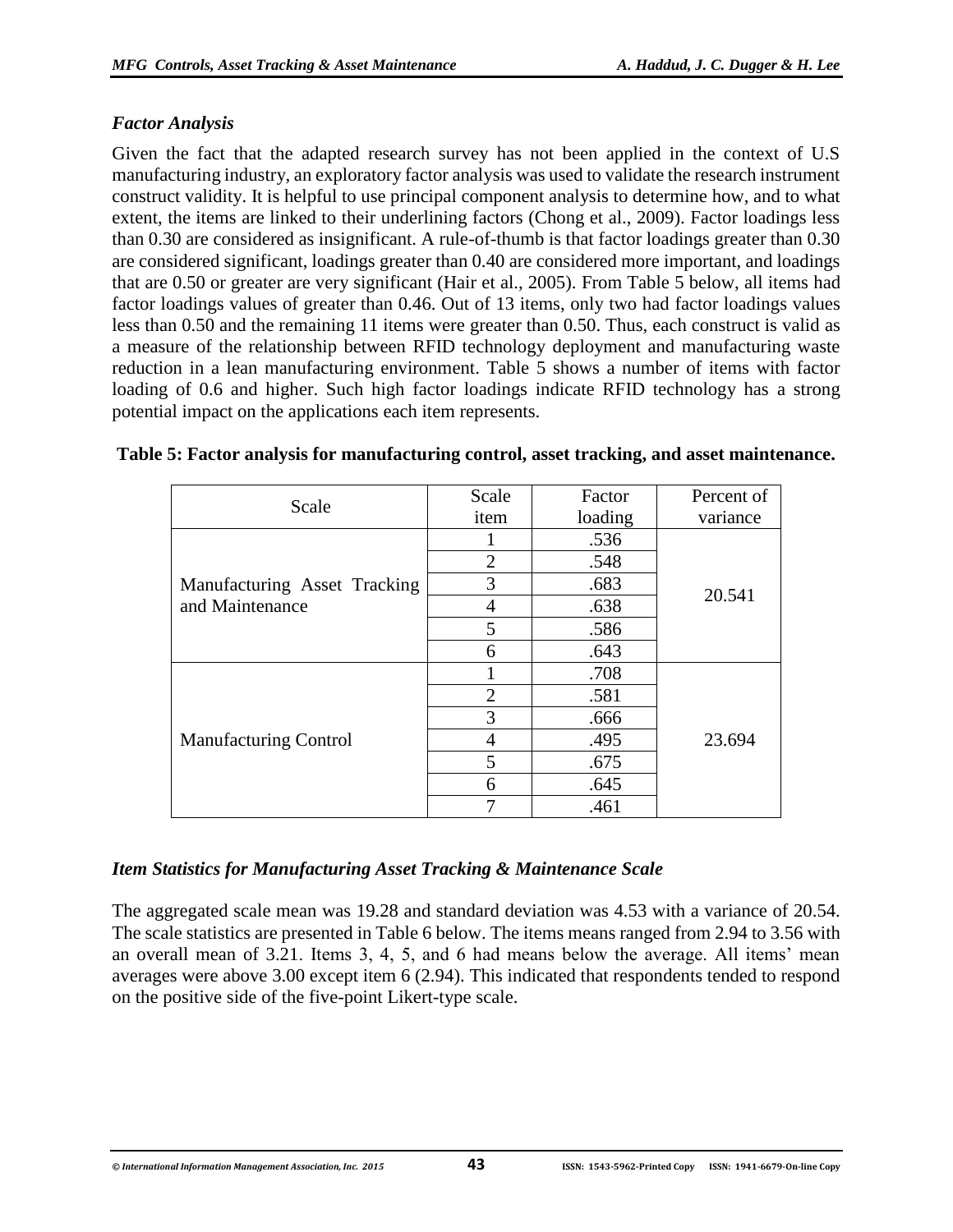### *Factor Analysis*

Given the fact that the adapted research survey has not been applied in the context of U.S manufacturing industry, an exploratory factor analysis was used to validate the research instrument construct validity. It is helpful to use principal component analysis to determine how, and to what extent, the items are linked to their underlining factors (Chong et al., 2009). Factor loadings less than 0.30 are considered as insignificant. A rule-of-thumb is that factor loadings greater than 0.30 are considered significant, loadings greater than 0.40 are considered more important, and loadings that are 0.50 or greater are very significant (Hair et al., 2005). From Table 5 below, all items had factor loadings values of greater than 0.46. Out of 13 items, only two had factor loadings values less than 0.50 and the remaining 11 items were greater than 0.50. Thus, each construct is valid as a measure of the relationship between RFID technology deployment and manufacturing waste reduction in a lean manufacturing environment. Table 5 shows a number of items with factor loading of 0.6 and higher. Such high factor loadings indicate RFID technology has a strong potential impact on the applications each item represents.

**Table 5: Factor analysis for manufacturing control, asset tracking, and asset maintenance.**

| Scale | Scale item | Factor loading | Percent of variance |
|---|---|---|---|
| Manufacturing Asset Tracking and Maintenance | 1 | .536 | 20.541 |
| | 2 | .548 | |
| | 3 | .683 | |
| | 4 | .638 | |
| | 5 | .586 | |
| | 6 | .643 | |
| Manufacturing Control | 1 | .708 | 23.694 |
| | 2 | .581 | |
| | 3 | .666 | |
| | 4 | .495 | |
| | 5 | .675 | |
| | 6 | .645 | |
| | 7 | .461 | |

### *Item Statistics for Manufacturing Asset Tracking & Maintenance Scale*

The aggregated scale mean was 19.28 and standard deviation was 4.53 with a variance of 20.54. The scale statistics are presented in Table 6 below. The items means ranged from 2.94 to 3.56 with an overall mean of 3.21. Items 3, 4, 5, and 6 had means below the average. All items' mean averages were above 3.00 except item 6 (2.94). This indicated that respondents tended to respond on the positive side of the five-point Likert-type scale.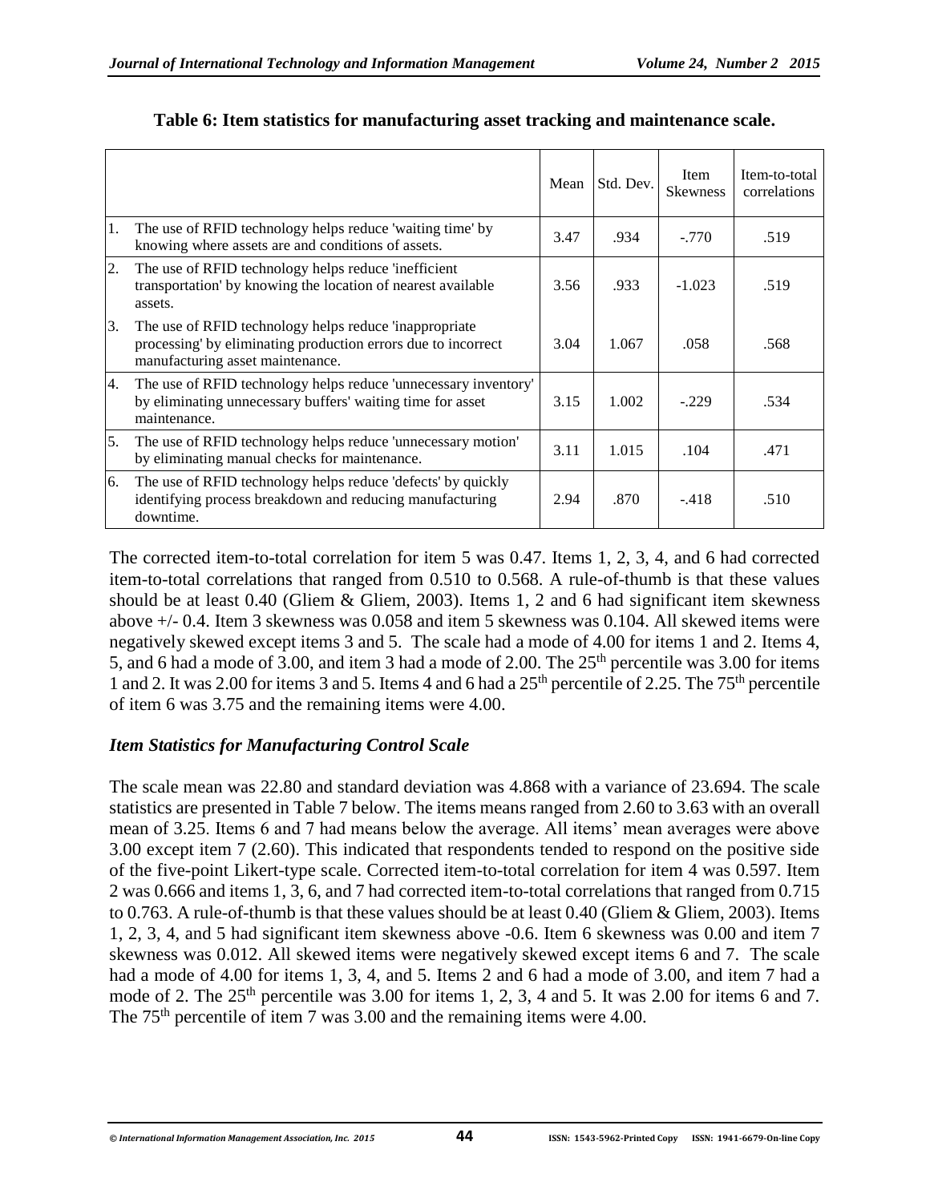**Table 6: Item statistics for manufacturing asset tracking and maintenance scale.**

| | | Mean | Std. Dev. | Item Skewness | Item-to-total correlations |
|---|---|---|---|---|---|
| 1. | The use of RFID technology helps reduce 'waiting time' by knowing where assets are and conditions of assets. | 3.47 | .934 | -.770 | .519 |
| 2. | The use of RFID technology helps reduce 'inefficient transportation' by knowing the location of nearest available assets. | 3.56 | .933 | -1.023 | .519 |
| 3. | The use of RFID technology helps reduce 'inappropriate processing' by eliminating production errors due to incorrect manufacturing asset maintenance. | 3.04 | 1.067 | .058 | .568 |
| 4. | The use of RFID technology helps reduce 'unnecessary inventory' by eliminating unnecessary buffers' waiting time for asset maintenance. | 3.15 | 1.002 | -.229 | .534 |
| 5. | The use of RFID technology helps reduce 'unnecessary motion' by eliminating manual checks for maintenance. | 3.11 | 1.015 | .104 | .471 |
| 6. | The use of RFID technology helps reduce 'defects' by quickly identifying process breakdown and reducing manufacturing downtime. | 2.94 | .870 | -.418 | .510 |

The corrected item-to-total correlation for item 5 was 0.47. Items 1, 2, 3, 4, and 6 had corrected item-to-total correlations that ranged from 0.510 to 0.568. A rule-of-thumb is that these values should be at least 0.40 (Gliem & Gliem, 2003). Items 1, 2 and 6 had significant item skewness above +/- 0.4. Item 3 skewness was 0.058 and item 5 skewness was 0.104. All skewed items were negatively skewed except items 3 and 5. The scale had a mode of 4.00 for items 1 and 2. Items 4, 5, and 6 had a mode of 3.00, and item 3 had a mode of 2.00. The 25th percentile was 3.00 for items 1 and 2. It was 2.00 for items 3 and 5. Items 4 and 6 had a 25th percentile of 2.25. The 75th percentile of item 6 was 3.75 and the remaining items were 4.00.

### *Item Statistics for Manufacturing Control Scale*

The scale mean was 22.80 and standard deviation was 4.868 with a variance of 23.694. The scale statistics are presented in Table 7 below. The items means ranged from 2.60 to 3.63 with an overall mean of 3.25. Items 6 and 7 had means below the average. All items' mean averages were above 3.00 except item 7 (2.60). This indicated that respondents tended to respond on the positive side of the five-point Likert-type scale. Corrected item-to-total correlation for item 4 was 0.597. Item 2 was 0.666 and items 1, 3, 6, and 7 had corrected item-to-total correlations that ranged from 0.715 to 0.763. A rule-of-thumb is that these values should be at least 0.40 (Gliem & Gliem, 2003). Items 1, 2, 3, 4, and 5 had significant item skewness above -0.6. Item 6 skewness was 0.00 and item 7 skewness was 0.012. All skewed items were negatively skewed except items 6 and 7. The scale had a mode of 4.00 for items 1, 3, 4, and 5. Items 2 and 6 had a mode of 3.00, and item 7 had a mode of 2. The 25th percentile was 3.00 for items 1, 2, 3, 4 and 5. It was 2.00 for items 6 and 7. The 75th percentile of item 7 was 3.00 and the remaining items were 4.00.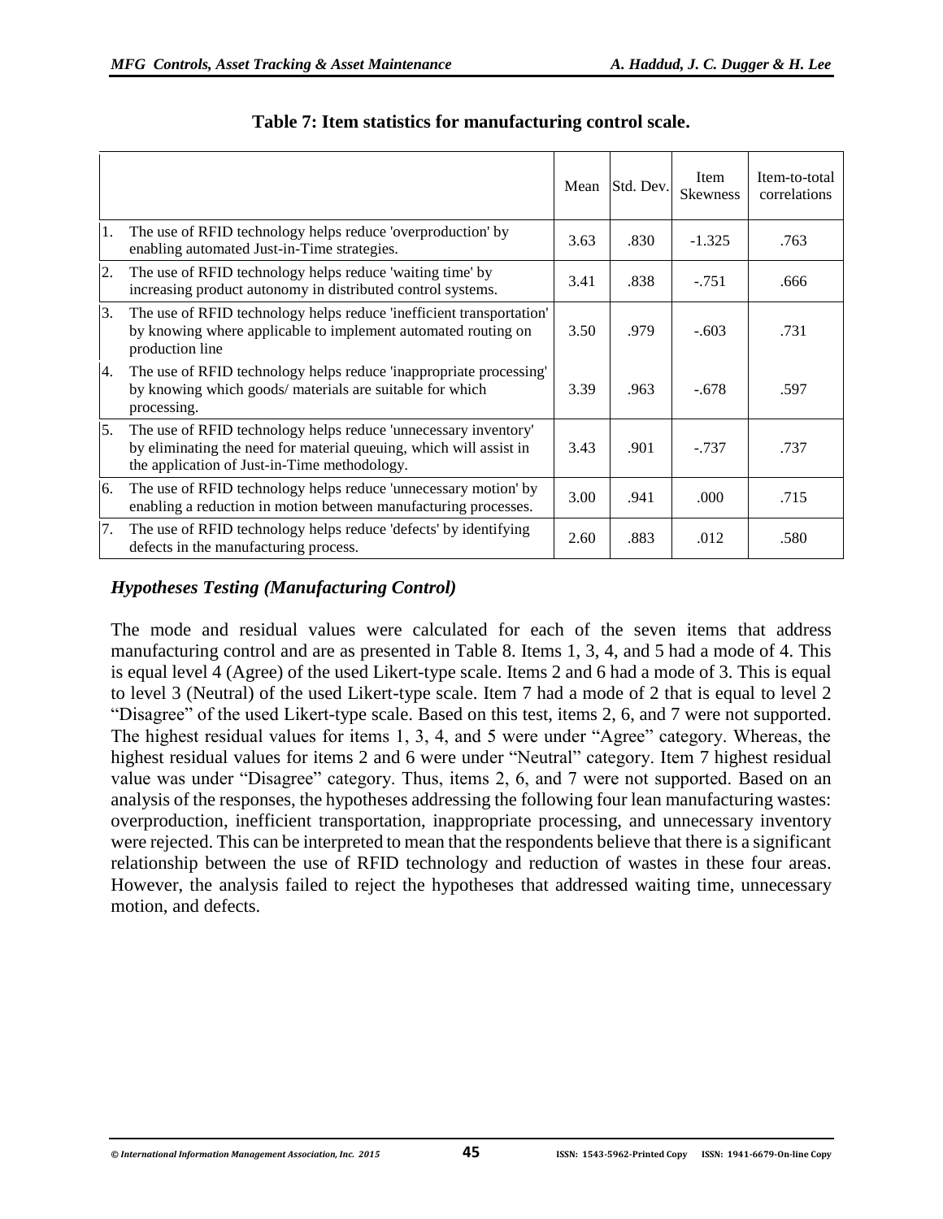**Table 7: Item statistics for manufacturing control scale.**

| | Mean | Std. Dev. | Item Skewness | Item-to-total correlations |
|---|---|---|---|---|
| 1. The use of RFID technology helps reduce 'overproduction' by enabling automated Just-in-Time strategies. | 3.63 | .830 | -1.325 | .763 |
| 2. The use of RFID technology helps reduce 'waiting time' by increasing product autonomy in distributed control systems. | 3.41 | .838 | -.751 | .666 |
| 3. The use of RFID technology helps reduce 'inefficient transportation' by knowing where applicable to implement automated routing on production line | 3.50 | .979 | -.603 | .731 |
| 4. The use of RFID technology helps reduce 'inappropriate processing' by knowing which goods/ materials are suitable for which processing. | 3.39 | .963 | -.678 | .597 |
| 5. The use of RFID technology helps reduce 'unnecessary inventory' by eliminating the need for material queuing, which will assist in the application of Just-in-Time methodology. | 3.43 | .901 | -.737 | .737 |
| 6. The use of RFID technology helps reduce 'unnecessary motion' by enabling a reduction in motion between manufacturing processes. | 3.00 | .941 | .000 | .715 |
| 7. The use of RFID technology helps reduce 'defects' by identifying defects in the manufacturing process. | 2.60 | .883 | .012 | .580 |

### *Hypotheses Testing (Manufacturing Control)*

The mode and residual values were calculated for each of the seven items that address manufacturing control and are as presented in Table 8. Items 1, 3, 4, and 5 had a mode of 4. This is equal level 4 (Agree) of the used Likert-type scale. Items 2 and 6 had a mode of 3. This is equal to level 3 (Neutral) of the used Likert-type scale. Item 7 had a mode of 2 that is equal to level 2 "Disagree" of the used Likert-type scale. Based on this test, items 2, 6, and 7 were not supported. The highest residual values for items 1, 3, 4, and 5 were under "Agree" category. Whereas, the highest residual values for items 2 and 6 were under "Neutral" category. Item 7 highest residual value was under "Disagree" category. Thus, items 2, 6, and 7 were not supported. Based on an analysis of the responses, the hypotheses addressing the following four lean manufacturing wastes: overproduction, inefficient transportation, inappropriate processing, and unnecessary inventory were rejected. This can be interpreted to mean that the respondents believe that there is a significant relationship between the use of RFID technology and reduction of wastes in these four areas. However, the analysis failed to reject the hypotheses that addressed waiting time, unnecessary motion, and defects.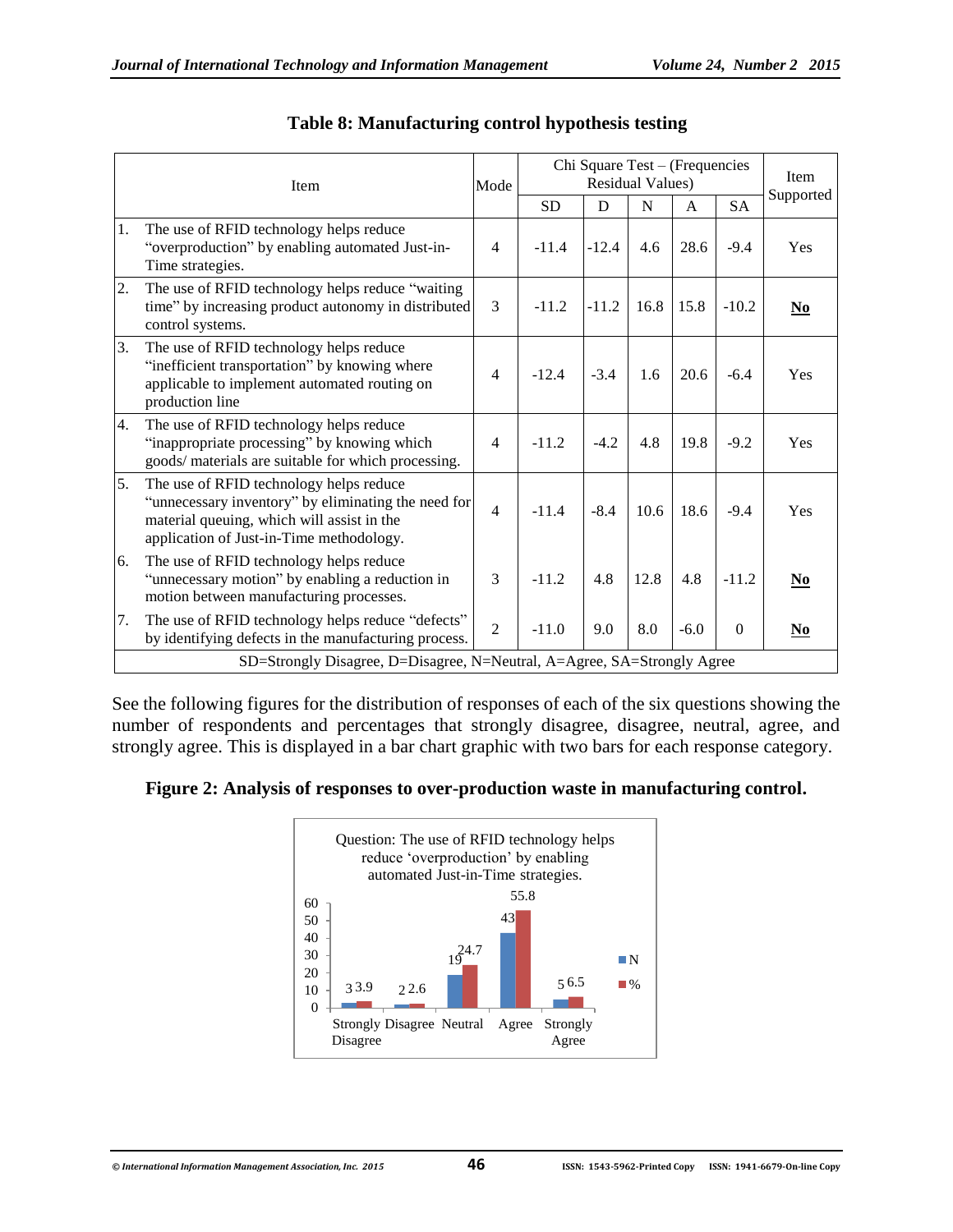**Table 8: Manufacturing control hypothesis testing**

| Item | Mode | Chi Square Test – (Frequencies Residual Values) | | | | | Item Supported |
|---|---|---|---|---|---|---|---|
| | | SD | D | N | A | SA | |
| 1. The use of RFID technology helps reduce "overproduction" by enabling automated Just-in-Time strategies. | 4 | -11.4 | -12.4 | 4.6 | 28.6 | -9.4 | Yes |
| 2. The use of RFID technology helps reduce "waiting time" by increasing product autonomy in distributed control systems. | 3 | -11.2 | -11.2 | 16.8 | 15.8 | -10.2 | **No** |
| 3. The use of RFID technology helps reduce "inefficient transportation" by knowing where applicable to implement automated routing on production line | 4 | -12.4 | -3.4 | 1.6 | 20.6 | -6.4 | Yes |
| 4. The use of RFID technology helps reduce "inappropriate processing" by knowing which goods/ materials are suitable for which processing. | 4 | -11.2 | -4.2 | 4.8 | 19.8 | -9.2 | Yes |
| 5. The use of RFID technology helps reduce "unnecessary inventory" by eliminating the need for material queuing, which will assist in the application of Just-in-Time methodology. | 4 | -11.4 | -8.4 | 10.6 | 18.6 | -9.4 | Yes |
| 6. The use of RFID technology helps reduce "unnecessary motion" by enabling a reduction in motion between manufacturing processes. | 3 | -11.2 | 4.8 | 12.8 | 4.8 | -11.2 | **No** |
| 7. The use of RFID technology helps reduce "defects" by identifying defects in the manufacturing process. | 2 | -11.0 | 9.0 | 8.0 | -6.0 | 0 | **No** |

SD=Strongly Disagree, D=Disagree, N=Neutral, A=Agree, SA=Strongly Agree

See the following figures for the distribution of responses of each of the six questions showing the number of respondents and percentages that strongly disagree, disagree, neutral, agree, and strongly agree. This is displayed in a bar chart graphic with two bars for each response category.

**Figure 2: Analysis of responses to over-production waste in manufacturing control.**

Question: The use of RFID technology helps reduce 'overproduction' by enabling automated Just-in-Time strategies.

| | Strongly Disagree | Disagree | Neutral | Agree | Strongly Agree |
|---|---|---|---|---|---|
| N | 3 | 2 | 19 | 43 | 5 |
| % | 3.9 | 2.6 | 24.7 | 55.8 | 6.5 |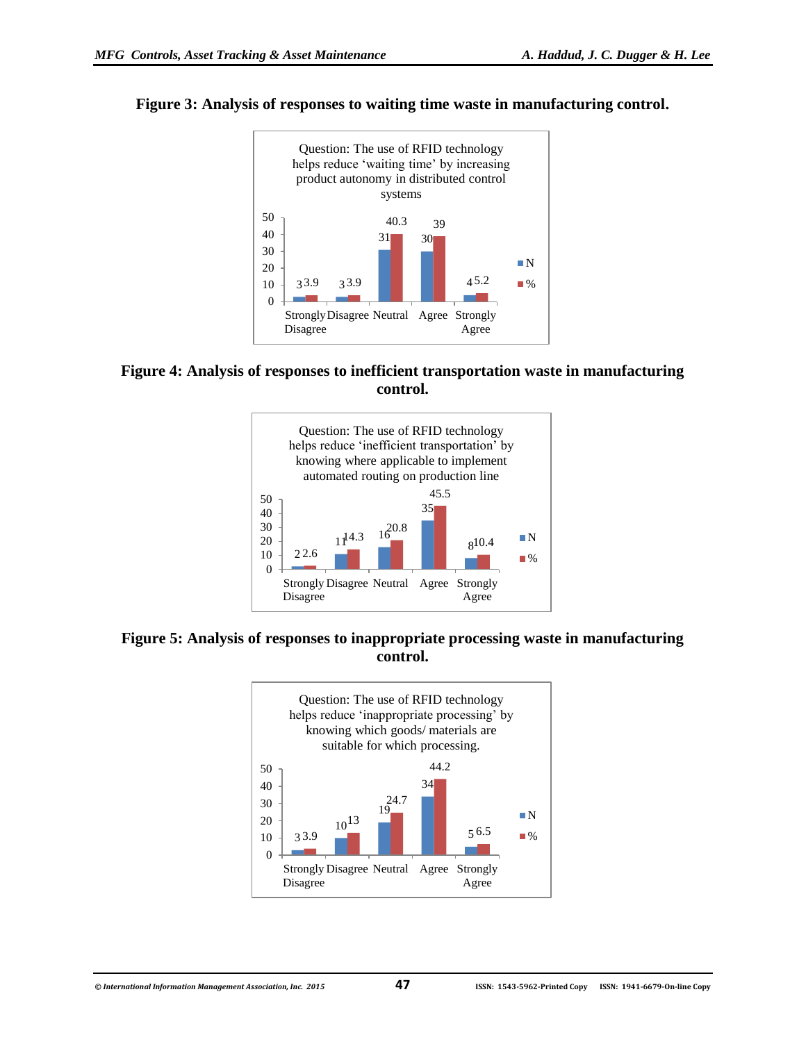**Figure 3: Analysis of responses to waiting time waste in manufacturing control.**

Question: The use of RFID technology helps reduce 'waiting time' by increasing product autonomy in distributed control systems

| | Strongly Disagree | Disagree | Neutral | Agree | Strongly Agree |
|---|---|---|---|---|---|
| N | 3 | 3 | 31 | 30 | 4 |
| % | 3.9 | 3.9 | 40.3 | 39 | 5.2 |

**Figure 4: Analysis of responses to inefficient transportation waste in manufacturing control.**

Question: The use of RFID technology helps reduce 'inefficient transportation' by knowing where applicable to implement automated routing on production line

| | Strongly Disagree | Disagree | Neutral | Agree | Strongly Agree |
|---|---|---|---|---|---|
| N | 2 | 11 | 16 | 35 | 8 |
| % | 2.6 | 14.3 | 20.8 | 45.5 | 10.4 |

**Figure 5: Analysis of responses to inappropriate processing waste in manufacturing control.**

Question: The use of RFID technology helps reduce 'inappropriate processing' by knowing which goods/ materials are suitable for which processing.

| | Strongly Disagree | Disagree | Neutral | Agree | Strongly Agree |
|---|---|---|---|---|---|
| N | 3 | 10 | 19 | 34 | 5 |
| % | 3.9 | 13 | 24.7 | 44.2 | 6.5 |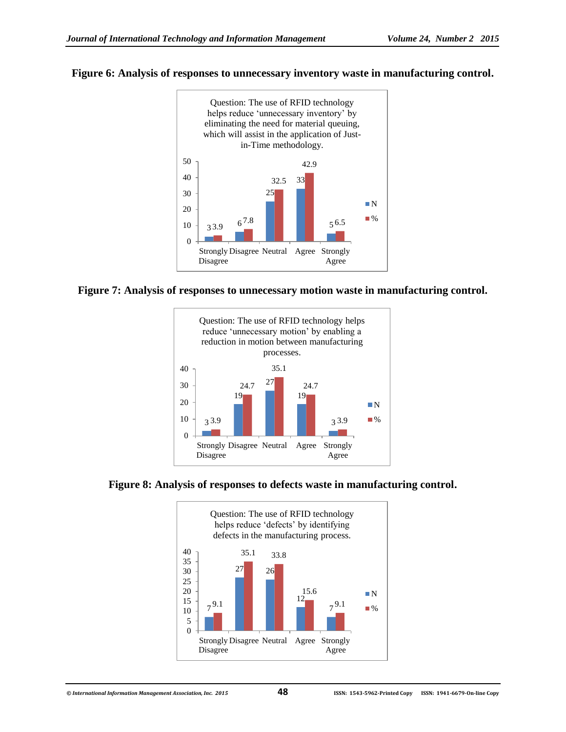**Figure 6: Analysis of responses to unnecessary inventory waste in manufacturing control.**

Question: The use of RFID technology helps reduce 'unnecessary inventory' by eliminating the need for material queuing, which will assist in the application of Just-in-Time methodology.

| | Strongly Disagree | Disagree | Neutral | Agree | Strongly Agree |
|---|---|---|---|---|---|
| N | 3 | 6 | 25 | 33 | 5 |
| % | 3.9 | 7.8 | 32.5 | 42.9 | 6.5 |

**Figure 7: Analysis of responses to unnecessary motion waste in manufacturing control.**

Question: The use of RFID technology helps reduce 'unnecessary motion' by enabling a reduction in motion between manufacturing processes.

| | Strongly Disagree | Disagree | Neutral | Agree | Strongly Agree |
|---|---|---|---|---|---|
| N | 3 | 19 | 27 | 19 | 3 |
| % | 3.9 | 24.7 | 35.1 | 24.7 | 3.9 |

**Figure 8: Analysis of responses to defects waste in manufacturing control.**

Question: The use of RFID technology helps reduce 'defects' by identifying defects in the manufacturing process.

| | Strongly Disagree | Disagree | Neutral | Agree | Strongly Agree |
|---|---|---|---|---|---|
| N | 7 | 27 | 26 | 12 | 7 |
| % | 9.1 | 35.1 | 33.8 | 15.6 | 9.1 |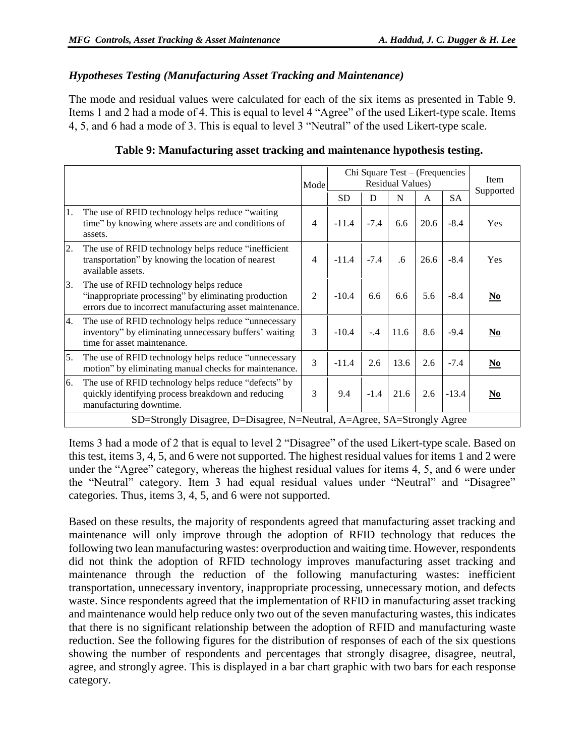### *Hypotheses Testing (Manufacturing Asset Tracking and Maintenance)*

The mode and residual values were calculated for each of the six items as presented in Table 9. Items 1 and 2 had a mode of 4. This is equal to level 4 "Agree" of the used Likert-type scale. Items 4, 5, and 6 had a mode of 3. This is equal to level 3 "Neutral" of the used Likert-type scale.

**Table 9: Manufacturing asset tracking and maintenance hypothesis testing.**

| | Mode | Chi Square Test – (Frequencies Residual Values) | | | | | Item Supported |
|---|---|---|---|---|---|---|---|
| | | SD | D | N | A | SA | |
| 1. The use of RFID technology helps reduce "waiting time" by knowing where assets are and conditions of assets. | 4 | -11.4 | -7.4 | 6.6 | 20.6 | -8.4 | Yes |
| 2. The use of RFID technology helps reduce "inefficient transportation" by knowing the location of nearest available assets. | 4 | -11.4 | -7.4 | .6 | 26.6 | -8.4 | Yes |
| 3. The use of RFID technology helps reduce "inappropriate processing" by eliminating production errors due to incorrect manufacturing asset maintenance. | 2 | -10.4 | 6.6 | 6.6 | 5.6 | -8.4 | **No** |
| 4. The use of RFID technology helps reduce "unnecessary inventory" by eliminating unnecessary buffers' waiting time for asset maintenance. | 3 | -10.4 | -.4 | 11.6 | 8.6 | -9.4 | **No** |
| 5. The use of RFID technology helps reduce "unnecessary motion" by eliminating manual checks for maintenance. | 3 | -11.4 | 2.6 | 13.6 | 2.6 | -7.4 | **No** |
| 6. The use of RFID technology helps reduce "defects" by quickly identifying process breakdown and reducing manufacturing downtime. | 3 | 9.4 | -1.4 | 21.6 | 2.6 | -13.4 | **No** |
| SD=Strongly Disagree, D=Disagree, N=Neutral, A=Agree, SA=Strongly Agree | | | | | | | |

Items 3 had a mode of 2 that is equal to level 2 "Disagree" of the used Likert-type scale. Based on this test, items 3, 4, 5, and 6 were not supported. The highest residual values for items 1 and 2 were under the "Agree" category, whereas the highest residual values for items 4, 5, and 6 were under the "Neutral" category. Item 3 had equal residual values under "Neutral" and "Disagree" categories. Thus, items 3, 4, 5, and 6 were not supported.

Based on these results, the majority of respondents agreed that manufacturing asset tracking and maintenance will only improve through the adoption of RFID technology that reduces the following two lean manufacturing wastes: overproduction and waiting time. However, respondents did not think the adoption of RFID technology improves manufacturing asset tracking and maintenance through the reduction of the following manufacturing wastes: inefficient transportation, unnecessary inventory, inappropriate processing, unnecessary motion, and defects waste. Since respondents agreed that the implementation of RFID in manufacturing asset tracking and maintenance would help reduce only two out of the seven manufacturing wastes, this indicates that there is no significant relationship between the adoption of RFID and manufacturing waste reduction. See the following figures for the distribution of responses of each of the six questions showing the number of respondents and percentages that strongly disagree, disagree, neutral, agree, and strongly agree. This is displayed in a bar chart graphic with two bars for each response category.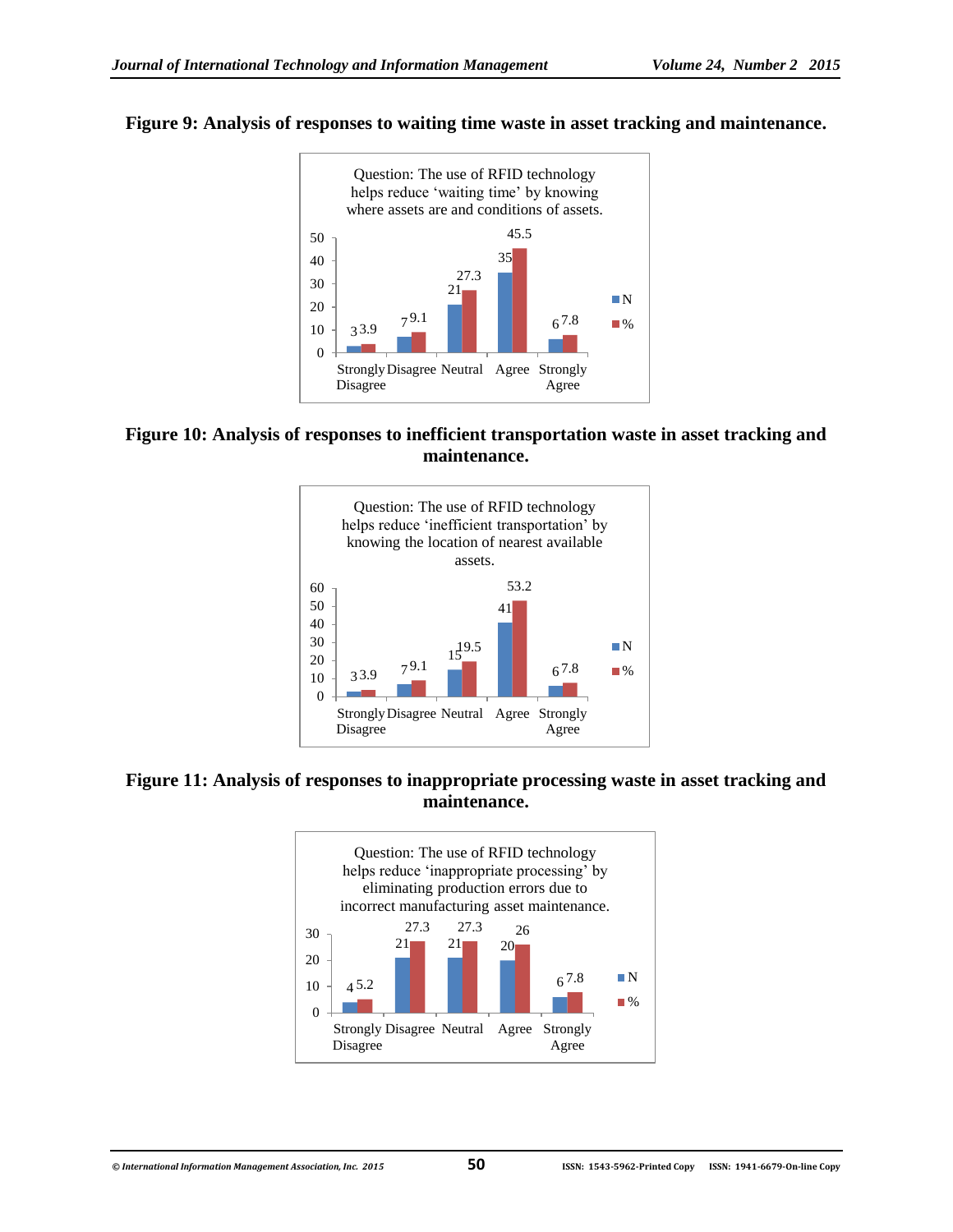**Figure 9: Analysis of responses to waiting time waste in asset tracking and maintenance.**

Question: The use of RFID technology helps reduce 'waiting time' by knowing where assets are and conditions of assets.

| | Strongly Disagree | Disagree | Neutral | Agree | Strongly Agree |
|---|---|---|---|---|---|
| N | 3 | 7 | 21 | 35 | 6 |
| % | 3.9 | 9.1 | 27.3 | 45.5 | 7.8 |

**Figure 10: Analysis of responses to inefficient transportation waste in asset tracking and maintenance.**

Question: The use of RFID technology helps reduce 'inefficient transportation' by knowing the location of nearest available assets.

| | Strongly Disagree | Disagree | Neutral | Agree | Strongly Agree |
|---|---|---|---|---|---|
| N | 3 | 7 | 15 | 41 | 6 |
| % | 3.9 | 9.1 | 19.5 | 53.2 | 7.8 |

**Figure 11: Analysis of responses to inappropriate processing waste in asset tracking and maintenance.**

Question: The use of RFID technology helps reduce 'inappropriate processing' by eliminating production errors due to incorrect manufacturing asset maintenance.

| | Strongly Disagree | Disagree | Neutral | Agree | Strongly Agree |
|---|---|---|---|---|---|
| N | 4 | 21 | 21 | 20 | 6 |
| % | 5.2 | 27.3 | 27.3 | 26 | 7.8 |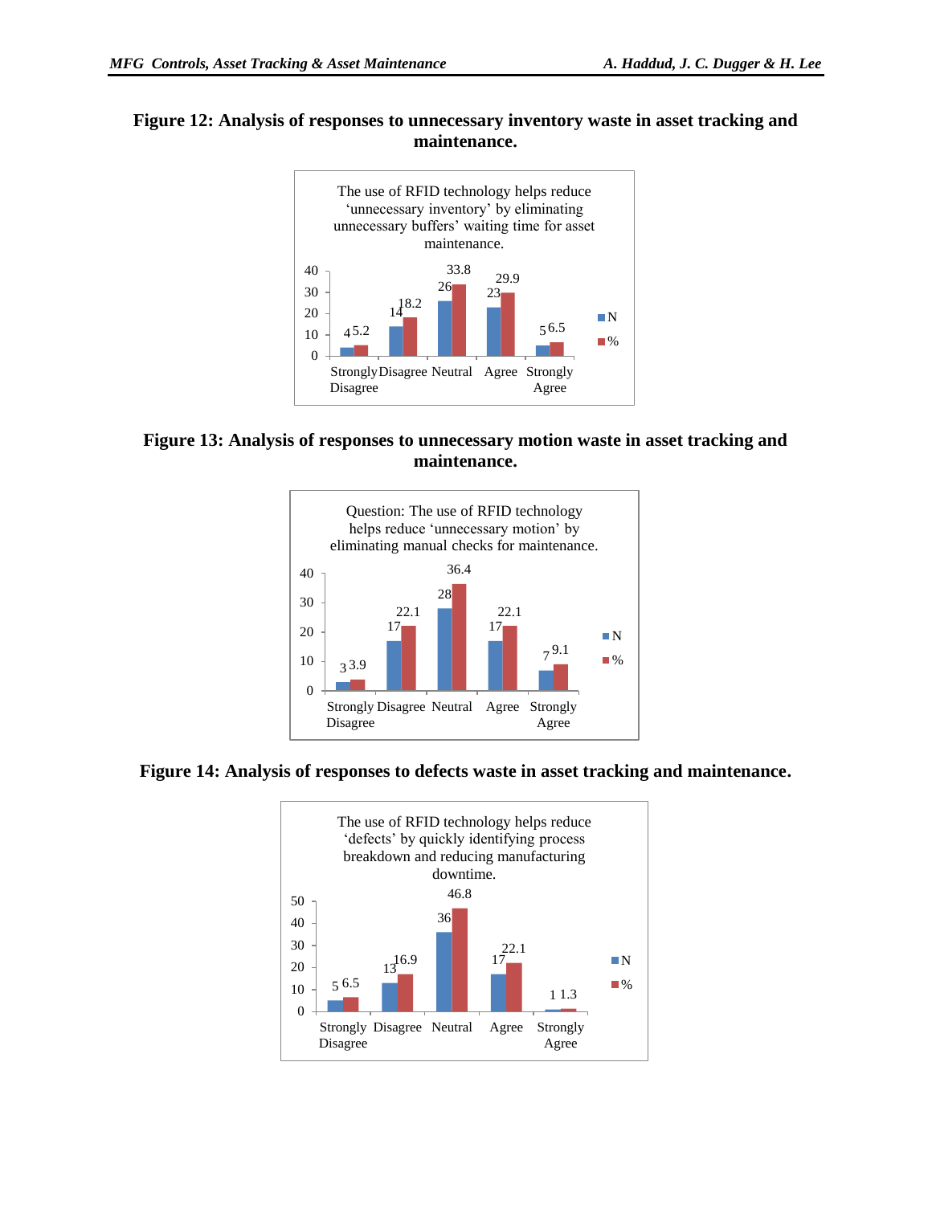**Figure 12: Analysis of responses to unnecessary inventory waste in asset tracking and maintenance.**

The use of RFID technology helps reduce 'unnecessary inventory' by eliminating unnecessary buffers' waiting time for asset maintenance.

| | Strongly Disagree | Disagree | Neutral | Agree | Strongly Agree |
|---|---|---|---|---|---|
| N | 4 | 14 | 26 | 23 | 5 |
| % | 5.2 | 18.2 | 33.8 | 29.9 | 6.5 |

**Figure 13: Analysis of responses to unnecessary motion waste in asset tracking and maintenance.**

Question: The use of RFID technology helps reduce 'unnecessary motion' by eliminating manual checks for maintenance.

| | Strongly Disagree | Disagree | Neutral | Agree | Strongly Agree |
|---|---|---|---|---|---|
| N | 3 | 17 | 28 | 17 | 7 |
| % | 3.9 | 22.1 | 36.4 | 22.1 | 9.1 |

**Figure 14: Analysis of responses to defects waste in asset tracking and maintenance.**

The use of RFID technology helps reduce 'defects' by quickly identifying process breakdown and reducing manufacturing downtime.

| | Strongly Disagree | Disagree | Neutral | Agree | Strongly Agree |
|---|---|---|---|---|---|
| N | 5 | 13 | 36 | 17 | 1 |
| % | 6.5 | 16.9 | 46.8 | 22.1 | 1.3 |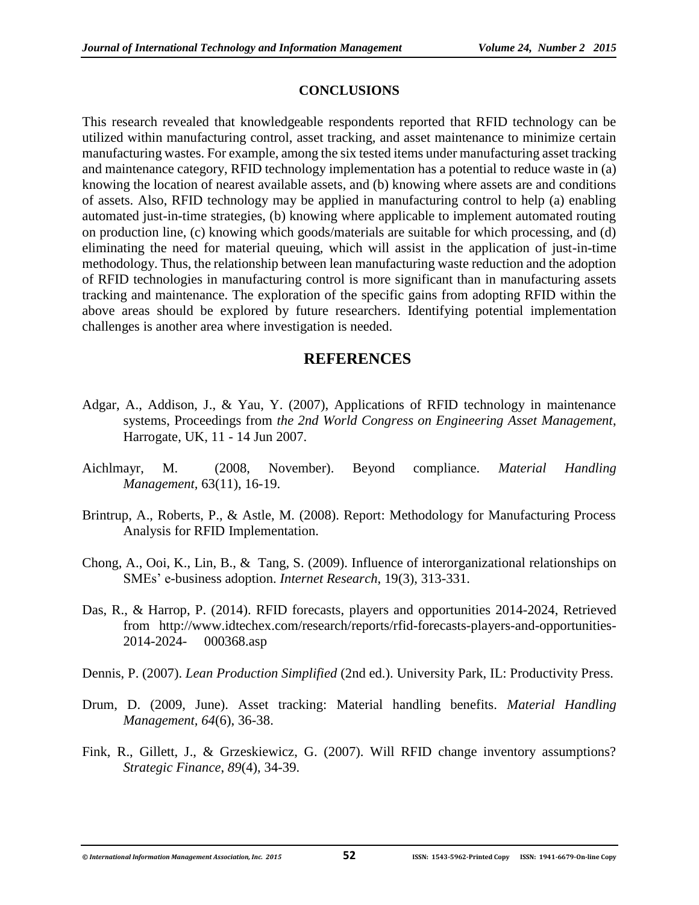## CONCLUSIONS

This research revealed that knowledgeable respondents reported that RFID technology can be utilized within manufacturing control, asset tracking, and asset maintenance to minimize certain manufacturing wastes. For example, among the six tested items under manufacturing asset tracking and maintenance category, RFID technology implementation has a potential to reduce waste in (a) knowing the location of nearest available assets, and (b) knowing where assets are and conditions of assets. Also, RFID technology may be applied in manufacturing control to help (a) enabling automated just-in-time strategies, (b) knowing where applicable to implement automated routing on production line, (c) knowing which goods/materials are suitable for which processing, and (d) eliminating the need for material queuing, which will assist in the application of just-in-time methodology. Thus, the relationship between lean manufacturing waste reduction and the adoption of RFID technologies in manufacturing control is more significant than in manufacturing assets tracking and maintenance. The exploration of the specific gains from adopting RFID within the above areas should be explored by future researchers. Identifying potential implementation challenges is another area where investigation is needed.

## REFERENCES

Adgar, A., Addison, J., & Yau, Y. (2007), Applications of RFID technology in maintenance systems, Proceedings from *the 2nd World Congress on Engineering Asset Management*, Harrogate, UK, 11 - 14 Jun 2007.

Aichlmayr, M. (2008, November). Beyond compliance. *Material Handling Management*, 63(11), 16-19.

Brintrup, A., Roberts, P., & Astle, M. (2008). Report: Methodology for Manufacturing Process Analysis for RFID Implementation.

Chong, A., Ooi, K., Lin, B., & Tang, S. (2009). Influence of interorganizational relationships on SMEs' e-business adoption. *Internet Research*, 19(3), 313-331.

Das, R., & Harrop, P. (2014). RFID forecasts, players and opportunities 2014-2024, Retrieved from http://www.idtechex.com/research/reports/rfid-forecasts-players-and-opportunities-2014-2024- 000368.asp

Dennis, P. (2007). *Lean Production Simplified* (2nd ed.). University Park, IL: Productivity Press.

Drum, D. (2009, June). Asset tracking: Material handling benefits. *Material Handling Management*, *64*(6), 36-38.

Fink, R., Gillett, J., & Grzeskiewicz, G. (2007). Will RFID change inventory assumptions? *Strategic Finance*, *89*(4), 34-39.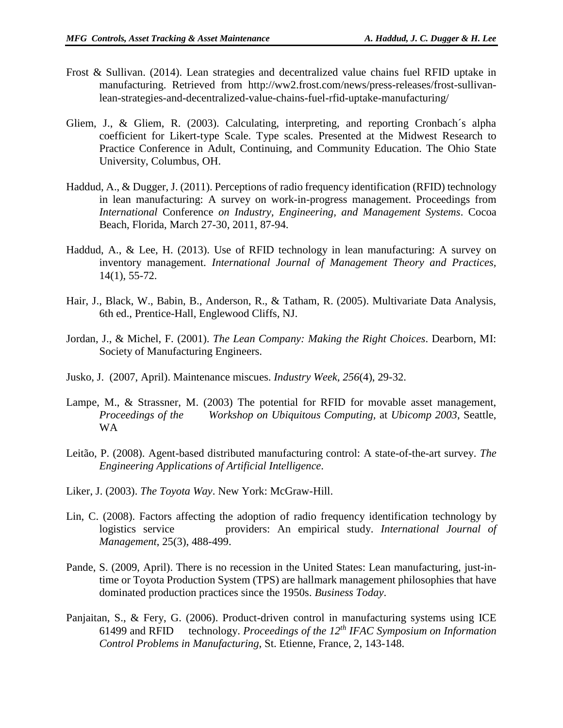Frost & Sullivan. (2014). Lean strategies and decentralized value chains fuel RFID uptake in manufacturing. Retrieved from http://ww2.frost.com/news/press-releases/frost-sullivan-lean-strategies-and-decentralized-value-chains-fuel-rfid-uptake-manufacturing/

Gliem, J., & Gliem, R. (2003). Calculating, interpreting, and reporting Cronbach´s alpha coefficient for Likert-type Scale. Type scales. Presented at the Midwest Research to Practice Conference in Adult, Continuing, and Community Education. The Ohio State University, Columbus, OH.

Haddud, A., & Dugger, J. (2011). Perceptions of radio frequency identification (RFID) technology in lean manufacturing: A survey on work-in-progress management. Proceedings from *International* Conference *on Industry, Engineering, and Management Systems*. Cocoa Beach, Florida, March 27-30, 2011, 87-94.

Haddud, A., & Lee, H. (2013). Use of RFID technology in lean manufacturing: A survey on inventory management. *International Journal of Management Theory and Practices*, 14(1), 55-72.

Hair, J., Black, W., Babin, B., Anderson, R., & Tatham, R. (2005). Multivariate Data Analysis, 6th ed., Prentice-Hall, Englewood Cliffs, NJ.

Jordan, J., & Michel, F. (2001). *The Lean Company: Making the Right Choices*. Dearborn, MI: Society of Manufacturing Engineers.

Jusko, J. (2007, April). Maintenance miscues. *Industry Week, 256*(4), 29-32.

Lampe, M., & Strassner, M. (2003) The potential for RFID for movable asset management, *Proceedings of the Workshop on Ubiquitous Computing*, at *Ubicomp 2003*, Seattle, WA

Leitão, P. (2008). Agent-based distributed manufacturing control: A state-of-the-art survey. *The Engineering Applications of Artificial Intelligence*.

Liker, J. (2003). *The Toyota Way*. New York: McGraw-Hill.

Lin, C. (2008). Factors affecting the adoption of radio frequency identification technology by logistics service providers: An empirical study. *International Journal of Management*, 25(3), 488-499.

Pande, S. (2009, April). There is no recession in the United States: Lean manufacturing, just-in-time or Toyota Production System (TPS) are hallmark management philosophies that have dominated production practices since the 1950s. *Business Today*.

Panjaitan, S., & Fery, G. (2006). Product-driven control in manufacturing systems using ICE 61499 and RFID technology. *Proceedings of the 12th IFAC Symposium on Information Control Problems in Manufacturing*, St. Etienne, France, 2, 143-148.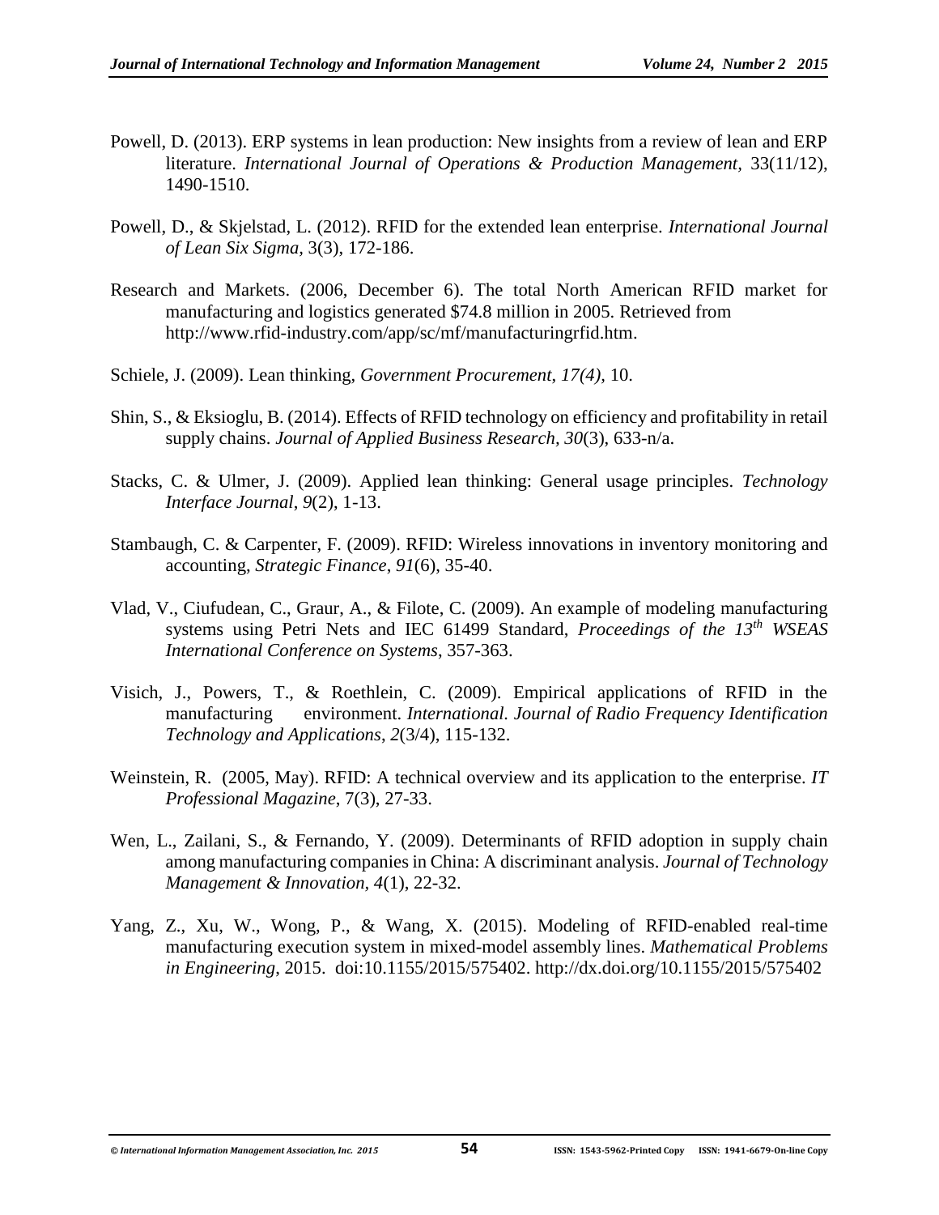Powell, D. (2013). ERP systems in lean production: New insights from a review of lean and ERP literature. *International Journal of Operations & Production Management*, 33(11/12), 1490-1510.

Powell, D., & Skjelstad, L. (2012). RFID for the extended lean enterprise. *International Journal of Lean Six Sigma*, 3(3), 172-186.

Research and Markets. (2006, December 6). The total North American RFID market for manufacturing and logistics generated $74.8 million in 2005. Retrieved from http://www.rfid-industry.com/app/sc/mf/manufacturingrfid.htm.

Schiele, J. (2009). Lean thinking, *Government Procurement*, *17(4)*, 10.

Shin, S., & Eksioglu, B. (2014). Effects of RFID technology on efficiency and profitability in retail supply chains. *Journal of Applied Business Research*, *30*(3), 633-n/a.

Stacks, C. & Ulmer, J. (2009). Applied lean thinking: General usage principles. *Technology Interface Journal*, *9*(2), 1-13.

Stambaugh, C. & Carpenter, F. (2009). RFID: Wireless innovations in inventory monitoring and accounting, *Strategic Finance*, *91*(6), 35-40.

Vlad, V., Ciufudean, C., Graur, A., & Filote, C. (2009). An example of modeling manufacturing systems using Petri Nets and IEC 61499 Standard, *Proceedings of the 13th WSEAS International Conference on Systems*, 357-363.

Visich, J., Powers, T., & Roethlein, C. (2009). Empirical applications of RFID in the manufacturing environment. *International. Journal of Radio Frequency Identification Technology and Applications*, *2*(3/4), 115-132.

Weinstein, R. (2005, May). RFID: A technical overview and its application to the enterprise. *IT Professional Magazine*, 7(3), 27-33.

Wen, L., Zailani, S., & Fernando, Y. (2009). Determinants of RFID adoption in supply chain among manufacturing companies in China: A discriminant analysis. *Journal of Technology Management & Innovation*, *4*(1), 22-32.

Yang, Z., Xu, W., Wong, P., & Wang, X. (2015). Modeling of RFID-enabled real-time manufacturing execution system in mixed-model assembly lines. *Mathematical Problems in Engineering*, 2015. doi:10.1155/2015/575402. http://dx.doi.org/10.1155/2015/575402